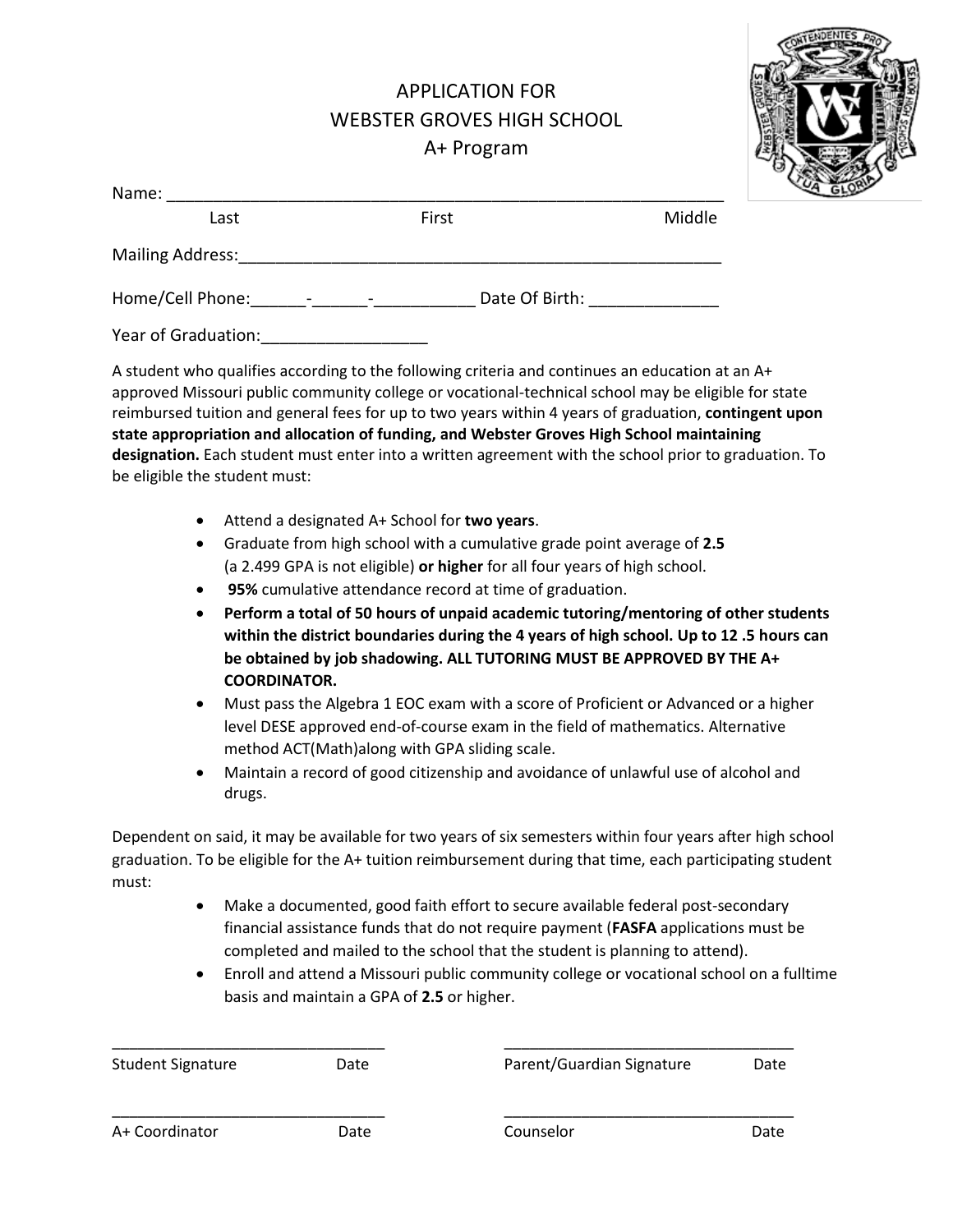# APPLICATION FOR WEBSTER GROVES HIGH SCHOOL A+ Program

Name: ____________________________________________________________
Last First Middle

Mailing Address:____________________________________________________

Home/Cell Phone:______-______-___________ Date Of Birth: ______________

Year of Graduation:__________________

A student who qualifies according to the following criteria and continues an education at an A+ approved Missouri public community college or vocational-technical school may be eligible for state reimbursed tuition and general fees for up to two years within 4 years of graduation, **contingent upon state appropriation and allocation of funding, and Webster Groves High School maintaining designation.** Each student must enter into a written agreement with the school prior to graduation. To be eligible the student must:

- Attend a designated A+ School for **two years**.
- Graduate from high school with a cumulative grade point average of **2.5** (a 2.499 GPA is not eligible) **or higher** for all four years of high school.
- **95%** cumulative attendance record at time of graduation.
- **Perform a total of 50 hours of unpaid academic tutoring/mentoring of other students within the district boundaries during the 4 years of high school. Up to 12 .5 hours can be obtained by job shadowing. ALL TUTORING MUST BE APPROVED BY THE A+ COORDINATOR.**
- Must pass the Algebra 1 EOC exam with a score of Proficient or Advanced or a higher level DESE approved end-of-course exam in the field of mathematics. Alternative method ACT(Math)along with GPA sliding scale.
- Maintain a record of good citizenship and avoidance of unlawful use of alcohol and drugs.

Dependent on said, it may be available for two years of six semesters within four years after high school graduation. To be eligible for the A+ tuition reimbursement during that time, each participating student must:

- Make a documented, good faith effort to secure available federal post-secondary financial assistance funds that do not require payment (**FASFA** applications must be completed and mailed to the school that the student is planning to attend).
- Enroll and attend a Missouri public community college or vocational school on a fulltime basis and maintain a GPA of **2.5** or higher.

________________________________ ________________________________
Student Signature Date Parent/Guardian Signature Date

________________________________ ________________________________
A+ Coordinator Date Counselor Date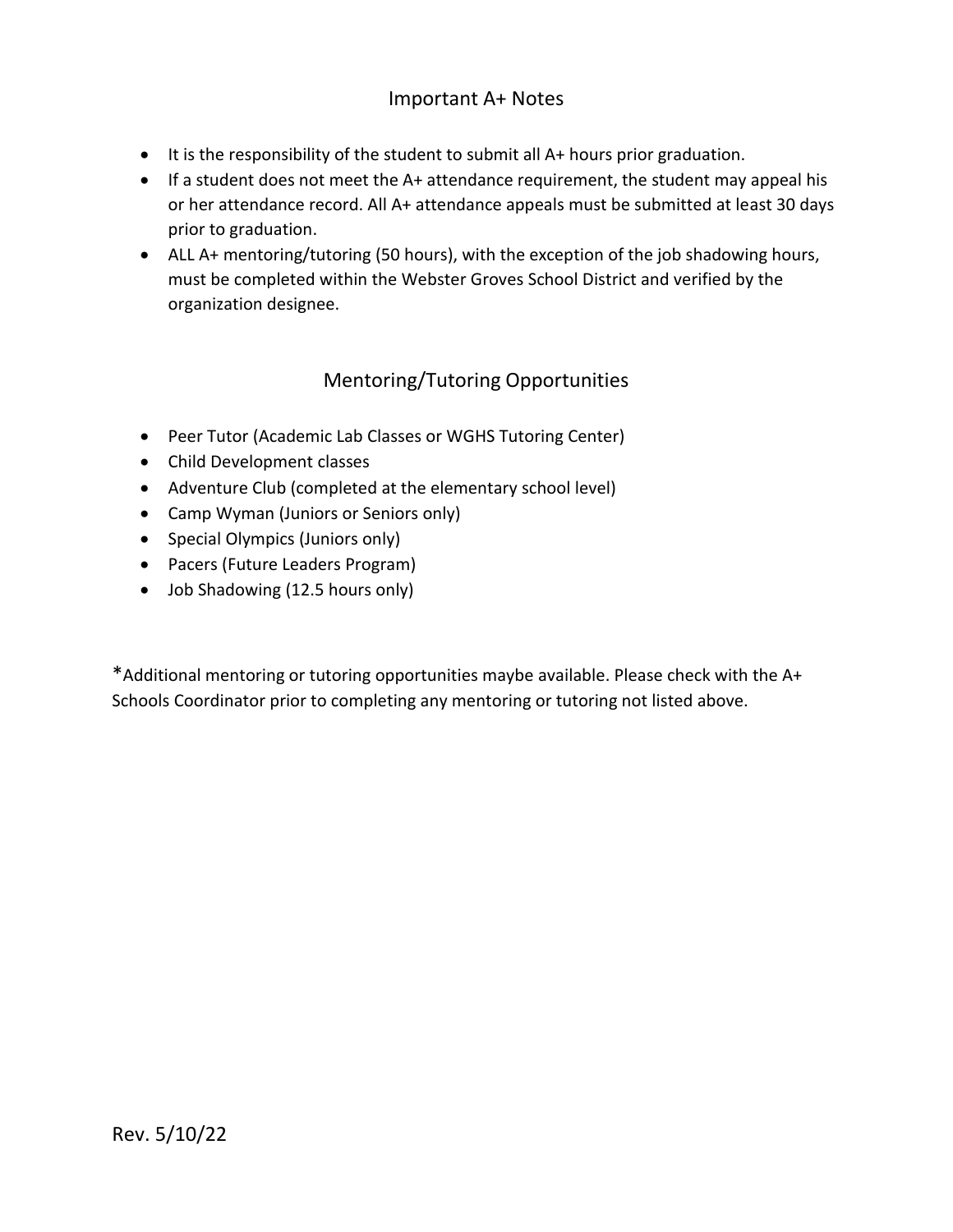## Important A+ Notes

- It is the responsibility of the student to submit all A+ hours prior graduation.
- If a student does not meet the A+ attendance requirement, the student may appeal his or her attendance record. All A+ attendance appeals must be submitted at least 30 days prior to graduation.
- ALL A+ mentoring/tutoring (50 hours), with the exception of the job shadowing hours, must be completed within the Webster Groves School District and verified by the organization designee.

## Mentoring/Tutoring Opportunities

- Peer Tutor (Academic Lab Classes or WGHS Tutoring Center)
- Child Development classes
- Adventure Club (completed at the elementary school level)
- Camp Wyman (Juniors or Seniors only)
- Special Olympics (Juniors only)
- Pacers (Future Leaders Program)
- Job Shadowing (12.5 hours only)

*Additional mentoring or tutoring opportunities maybe available. Please check with the A+ Schools Coordinator prior to completing any mentoring or tutoring not listed above.

Rev. 5/10/22